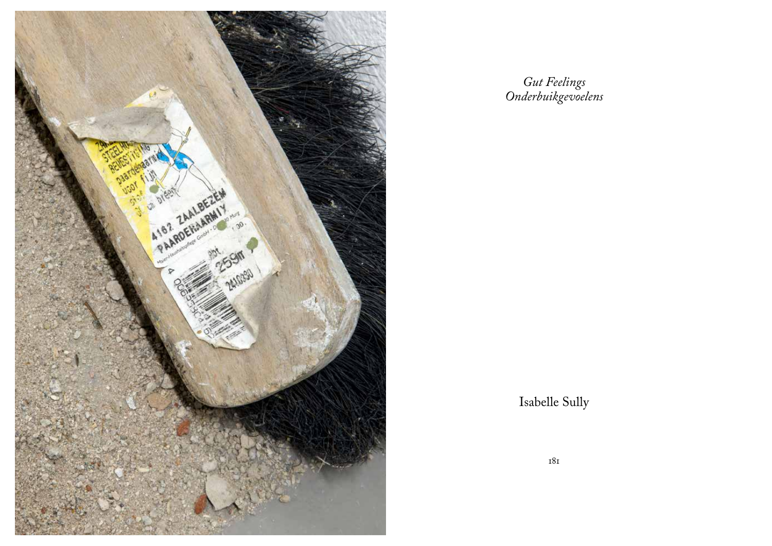*Gut Feelings*
*Onderbuikgevoelens*

Isabelle Sully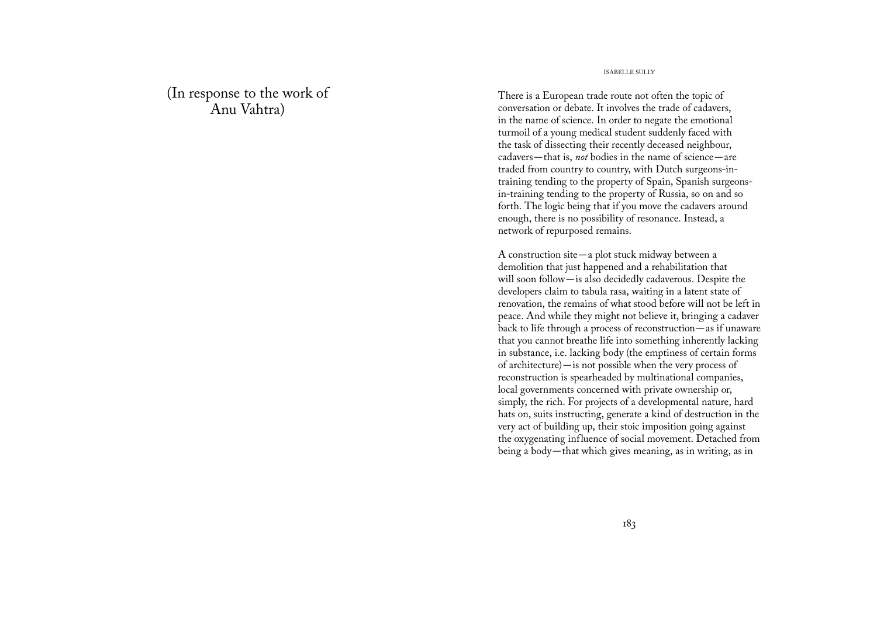## (In response to the work of Anu Vahtra)

There is a European trade route not often the topic of conversation or debate. It involves the trade of cadavers, in the name of science. In order to negate the emotional turmoil of a young medical student suddenly faced with the task of dissecting their recently deceased neighbour, cadavers—that is, *not* bodies in the name of science—are traded from country to country, with Dutch surgeons-in-training tending to the property of Spain, Spanish surgeons-in-training tending to the property of Russia, so on and so forth. The logic being that if you move the cadavers around enough, there is no possibility of resonance. Instead, a network of repurposed remains.

A construction site—a plot stuck midway between a demolition that just happened and a rehabilitation that will soon follow—is also decidedly cadaverous. Despite the developers claim to tabula rasa, waiting in a latent state of renovation, the remains of what stood before will not be left in peace. And while they might not believe it, bringing a cadaver back to life through a process of reconstruction—as if unaware that you cannot breathe life into something inherently lacking in substance, i.e. lacking body (the emptiness of certain forms of architecture)—is not possible when the very process of reconstruction is spearheaded by multinational companies, local governments concerned with private ownership or, simply, the rich. For projects of a developmental nature, hard hats on, suits instructing, generate a kind of destruction in the very act of building up, their stoic imposition going against the oxygenating influence of social movement. Detached from being a body—that which gives meaning, as in writing, as in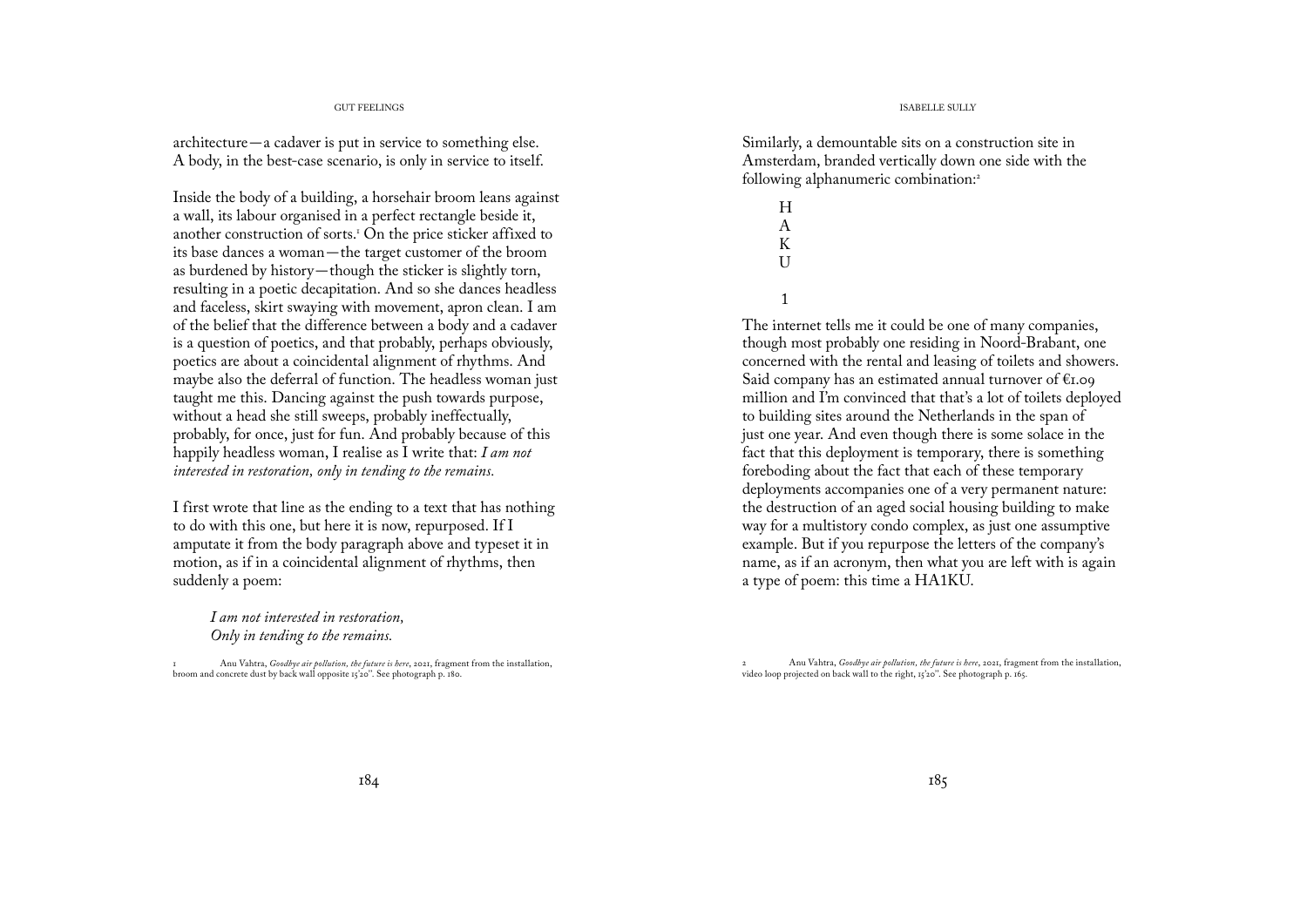architecture—a cadaver is put in service to something else. A body, in the best-case scenario, is only in service to itself.

Inside the body of a building, a horsehair broom leans against a wall, its labour organised in a perfect rectangle beside it, another construction of sorts.[1] On the price sticker affixed to its base dances a woman—the target customer of the broom as burdened by history—though the sticker is slightly torn, resulting in a poetic decapitation. And so she dances headless and faceless, skirt swaying with movement, apron clean. I am of the belief that the difference between a body and a cadaver is a question of poetics, and that probably, perhaps obviously, poetics are about a coincidental alignment of rhythms. And maybe also the deferral of function. The headless woman just taught me this. Dancing against the push towards purpose, without a head she still sweeps, probably ineffectually, probably, for once, just for fun. And probably because of this happily headless woman, I realise as I write that: *I am not interested in restoration, only in tending to the remains.*

I first wrote that line as the ending to a text that has nothing to do with this one, but here it is now, repurposed. If I amputate it from the body paragraph above and typeset it in motion, as if in a coincidental alignment of rhythms, then suddenly a poem:

> *I am not interested in restoration,*
> *Only in tending to the remains.*

1 Anu Vahtra, *Goodbye air pollution, the future is here*, 2021, fragment from the installation, broom and concrete dust by back wall opposite 15'20''. See photograph p. 180.

Similarly, a demountable sits on a construction site in Amsterdam, branded vertically down one side with the following alphanumeric combination:[2]

> H
> A
> K
> U
>
> 1

The internet tells me it could be one of many companies, though most probably one residing in Noord-Brabant, one concerned with the rental and leasing of toilets and showers. Said company has an estimated annual turnover of €1.09 million and I'm convinced that that's a lot of toilets deployed to building sites around the Netherlands in the span of just one year. And even though there is some solace in the fact that this deployment is temporary, there is something foreboding about the fact that each of these temporary deployments accompanies one of a very permanent nature: the destruction of an aged social housing building to make way for a multistory condo complex, as just one assumptive example. But if you repurpose the letters of the company's name, as if an acronym, then what you are left with is again a type of poem: this time a HA1KU.

2 Anu Vahtra, *Goodbye air pollution, the future is here*, 2021, fragment from the installation, video loop projected on back wall to the right, 15'20''. See photograph p. 165.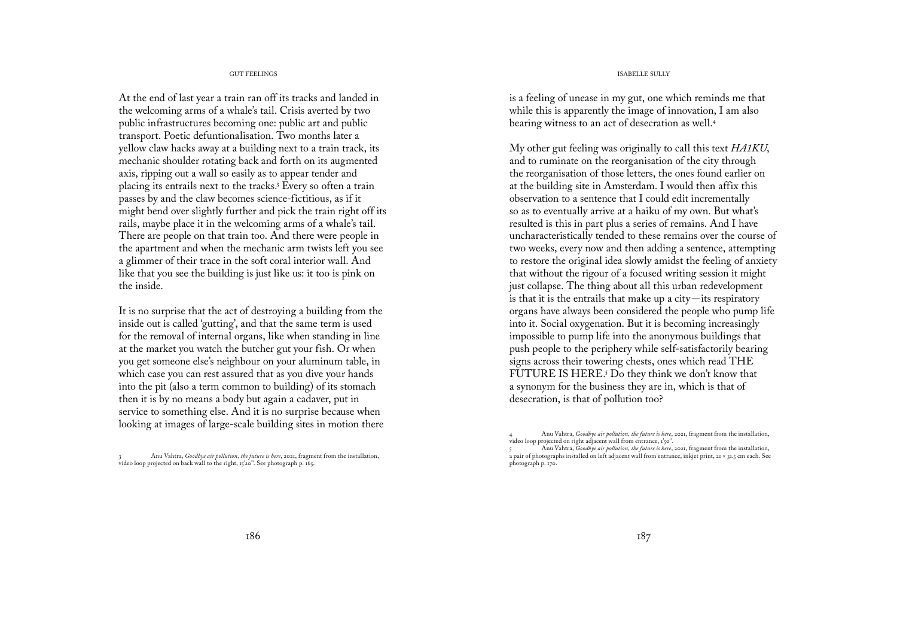At the end of last year a train ran off its tracks and landed in the welcoming arms of a whale's tail. Crisis averted by two public infrastructures becoming one: public art and public transport. Poetic defuntionalisation. Two months later a yellow claw hacks away at a building next to a train track, its mechanic shoulder rotating back and forth on its augmented axis, ripping out a wall so easily as to appear tender and placing its entrails next to the tracks.[3] Every so often a train passes by and the claw becomes science-fictitious, as if it might bend over slightly further and pick the train right off its rails, maybe place it in the welcoming arms of a whale's tail. There are people on that train too. And there were people in the apartment and when the mechanic arm twists left you see a glimmer of their trace in the soft coral interior wall. And like that you see the building is just like us: it too is pink on the inside.

It is no surprise that the act of destroying a building from the inside out is called 'gutting', and that the same term is used for the removal of internal organs, like when standing in line at the market you watch the butcher gut your fish. Or when you get someone else's neighbour on your aluminum table, in which case you can rest assured that as you dive your hands into the pit (also a term common to building) of its stomach then it is by no means a body but again a cadaver, put in service to something else. And it is no surprise because when looking at images of large-scale building sites in motion there is a feeling of unease in my gut, one which reminds me that while this is apparently the image of innovation, I am also bearing witness to an act of desecration as well.[4]

My other gut feeling was originally to call this text *HA1KU*, and to ruminate on the reorganisation of the city through the reorganisation of those letters, the ones found earlier on at the building site in Amsterdam. I would then affix this observation to a sentence that I could edit incrementally so as to eventually arrive at a haiku of my own. But what's resulted is this in part plus a series of remains. And I have uncharacteristically tended to these remains over the course of two weeks, every now and then adding a sentence, attempting to restore the original idea slowly amidst the feeling of anxiety that without the rigour of a focused writing session it might just collapse. The thing about all this urban redevelopment is that it is the entrails that make up a city—its respiratory organs have always been considered the people who pump life into it. Social oxygenation. But it is becoming increasingly impossible to pump life into the anonymous buildings that push people to the periphery while self-satisfactorily bearing signs across their towering chests, ones which read THE FUTURE IS HERE.[5] Do they think we don't know that a synonym for the business they are in, which is that of desecration, is that of pollution too?

3 Anu Vahtra, *Goodbye air pollution, the future is here*, 2021, fragment from the installation, video loop projected on back wall to the right, 15'20''. See photograph p. 165.

4 Anu Vahtra, *Goodbye air pollution, the future is here*, 2021, fragment from the installation, video loop projected on right adjacent wall from entrance, 1'50''.

5 Anu Vahtra, *Goodbye air pollution, the future is here*, 2021, fragment from the installation, a pair of photographs installed on left adjacent wall from entrance, inkjet print, 21 × 31.5 cm each. See photograph p. 170.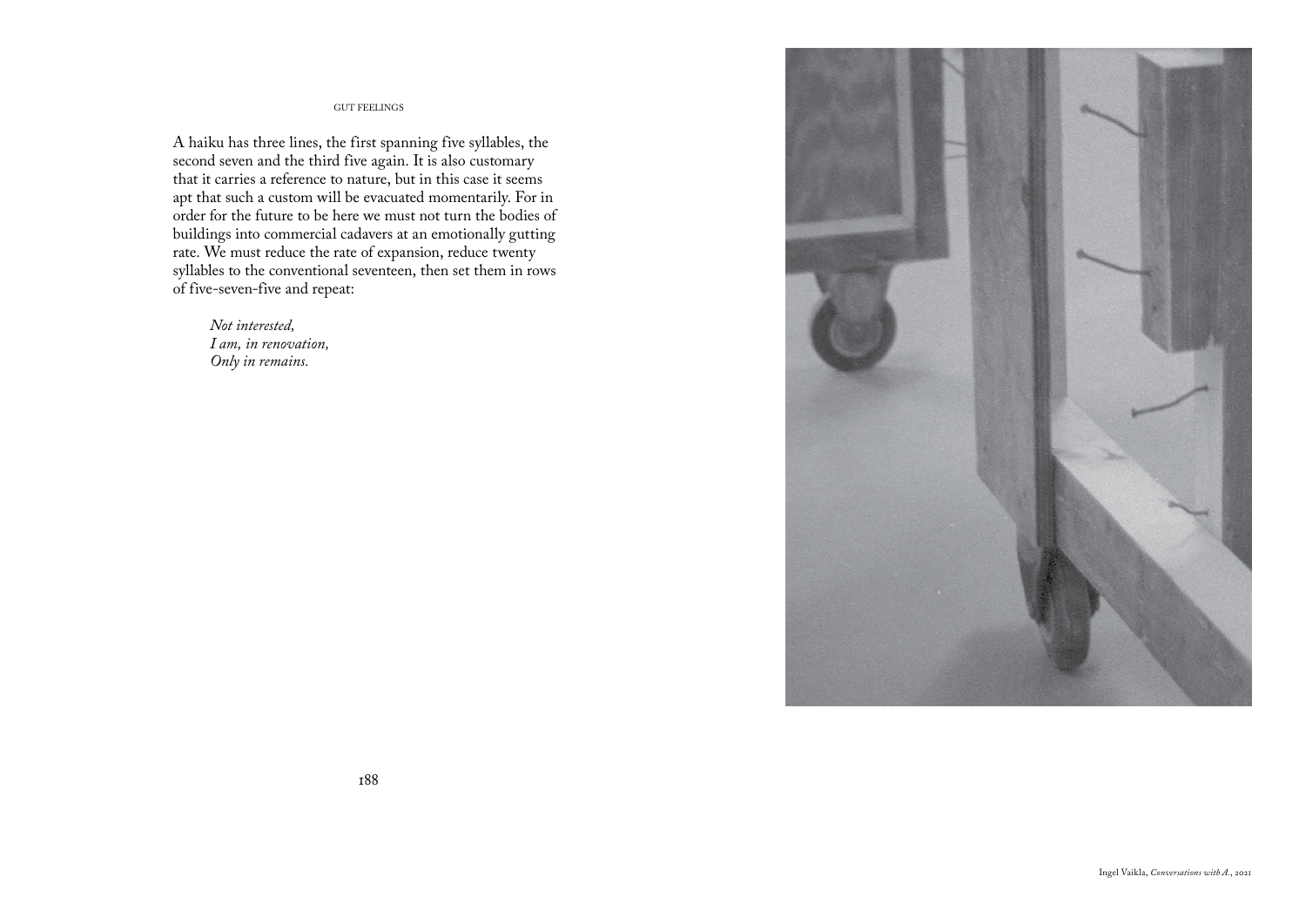A haiku has three lines, the first spanning five syllables, the second seven and the third five again. It is also customary that it carries a reference to nature, but in this case it seems apt that such a custom will be evacuated momentarily. For in order for the future to be here we must not turn the bodies of buildings into commercial cadavers at an emotionally gutting rate. We must reduce the rate of expansion, reduce twenty syllables to the conventional seventeen, then set them in rows of five-seven-five and repeat:

> *Not interested,*
> *I am, in renovation,*
> *Only in remains.*

Ingel Vaikla, *Conversations with A.*, 2021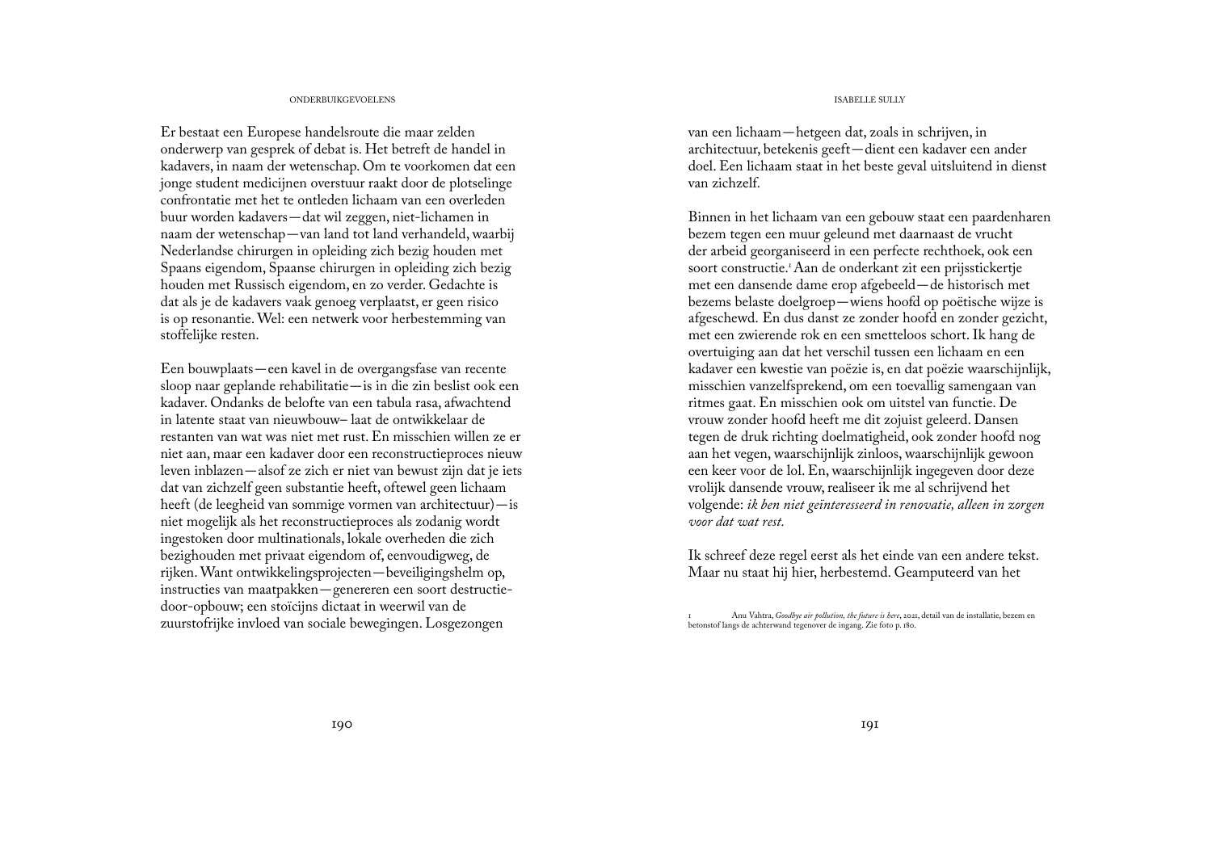Er bestaat een Europese handelsroute die maar zelden onderwerp van gesprek of debat is. Het betreft de handel in kadavers, in naam der wetenschap. Om te voorkomen dat een jonge student medicijnen overstuur raakt door de plotselinge confrontatie met het te ontleden lichaam van een overleden buur worden kadavers—dat wil zeggen, niet-lichamen in naam der wetenschap—van land tot land verhandeld, waarbij Nederlandse chirurgen in opleiding zich bezig houden met Spaans eigendom, Spaanse chirurgen in opleiding zich bezig houden met Russisch eigendom, en zo verder. Gedachte is dat als je de kadavers vaak genoeg verplaatst, er geen risico is op resonantie. Wel: een netwerk voor herbestemming van stoffelijke resten.

Een bouwplaats—een kavel in de overgangsfase van recente sloop naar geplande rehabilitatie—is in die zin beslist ook een kadaver. Ondanks de belofte van een tabula rasa, afwachtend in latente staat van nieuwbouw– laat de ontwikkelaar de restanten van wat was niet met rust. En misschien willen ze er niet aan, maar een kadaver door een reconstructieproces nieuw leven inblazen—alsof ze zich er niet van bewust zijn dat je iets dat van zichzelf geen substantie heeft, oftewel geen lichaam heeft (de leegheid van sommige vormen van architectuur)—is niet mogelijk als het reconstructieproces als zodanig wordt ingestoken door multinationals, lokale overheden die zich bezighouden met privaat eigendom of, eenvoudigweg, de rijken. Want ontwikkelingsprojecten—beveiligingshelm op, instructies van maatpakken—genereren een soort destructie-door-opbouw; een stoïcijns dictaat in weerwil van de zuurstofrijke invloed van sociale bewegingen. Losgezongen van een lichaam—hetgeen dat, zoals in schrijven, in architectuur, betekenis geeft—dient een kadaver een ander doel. Een lichaam staat in het beste geval uitsluitend in dienst van zichzelf.

Binnen in het lichaam van een gebouw staat een paardenharen bezem tegen een muur geleund met daarnaast de vrucht der arbeid georganiseerd in een perfecte rechthoek, ook een soort constructie.[1] Aan de onderkant zit een prijsstickertje met een dansende dame erop afgebeeld—de historisch met bezems belaste doelgroep—wiens hoofd op poëtische wijze is afgeschewd. En dus danst ze zonder hoofd en zonder gezicht, met een zwierende rok en een smetteloos schort. Ik hang de overtuiging aan dat het verschil tussen een lichaam en een kadaver een kwestie van poëzie is, en dat poëzie waarschijnlijk, misschien vanzelfsprekend, om een toevallig samengaan van ritmes gaat. En misschien ook om uitstel van functie. De vrouw zonder hoofd heeft me dit zojuist geleerd. Dansen tegen de druk richting doelmatigheid, ook zonder hoofd nog aan het vegen, waarschijnlijk zinloos, waarschijnlijk gewoon een keer voor de lol. En, waarschijnlijk ingegeven door deze vrolijk dansende vrouw, realiseer ik me al schrijvend het volgende: *ik ben niet geïnteresseerd in renovatie, alleen in zorgen voor dat wat rest.*

Ik schreef deze regel eerst als het einde van een andere tekst. Maar nu staat hij hier, herbestemd. Geamputeerd van het

1 Anu Vahtra, *Goodbye air pollution, the future is here*, 2021, detail van de installatie, bezem en betonstof langs de achterwand tegenover de ingang. Zie foto p. 180.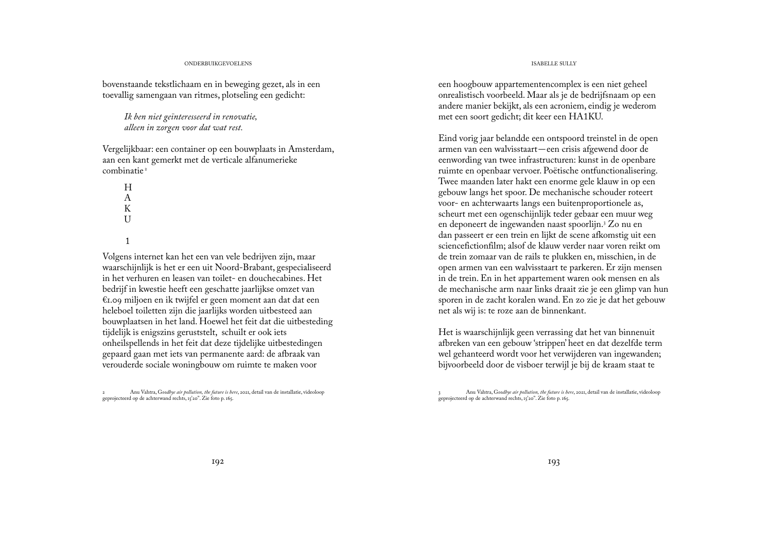bovenstaande tekstlichaam en in beweging gezet, als in een toevallig samengaan van ritmes, plotseling een gedicht:

> *Ik ben niet geïnteresseerd in renovatie,*
> *alleen in zorgen voor dat wat rest.*

Vergelijkbaar: een container op een bouwplaats in Amsterdam, aan een kant gemerkt met de verticale alfanumerieke combinatie[2]

H
A
K
U

1

Volgens internet kan het een van vele bedrijven zijn, maar waarschijnlijk is het er een uit Noord-Brabant, gespecialiseerd in het verhuren en leasen van toilet- en douchecabines. Het bedrijf in kwestie heeft een geschatte jaarlijkse omzet van €1.09 miljoen en ik twijfel er geen moment aan dat dat een heleboel toiletten zijn die jaarlijks worden uitbesteed aan bouwplaatsen in het land. Hoewel het feit dat die uitbesteding tijdelijk is enigszins geruststelt, schuilt er ook iets onheilspellends in het feit dat deze tijdelijke uitbestedingen gepaard gaan met iets van permanente aard: de afbraak van verouderde sociale woningbouw om ruimte te maken voor een hoogbouw appartementencomplex is een niet geheel onrealistisch voorbeeld. Maar als je de bedrijfsnaam op een andere manier bekijkt, als een acroniem, eindig je wederom met een soort gedicht; dit keer een HA1KU.

Eind vorig jaar belandde een ontspoord treinstel in de open armen van een walvisstaart—een crisis afgewend door de eenwording van twee infrastructuren: kunst in de openbare ruimte en openbaar vervoer. Poëtische ontfunctionalisering. Twee maanden later hakt een enorme gele klauw in op een gebouw langs het spoor. De mechanische schouder roteert voor- en achterwaarts langs een buitenproportionele as, scheurt met een ogenschijnlijk teder gebaar een muur weg en deponeert de ingewanden naast spoorlijn.[3] Zo nu en dan passeert er een trein en lijkt de scene afkomstig uit een sciencefictionfilm; alsof de klauw verder naar voren reikt om de trein zomaar van de rails te plukken en, misschien, in de open armen van een walvisstaart te parkeren. Er zijn mensen in de trein. En in het appartement waren ook mensen en als de mechanische arm naar links draait zie je een glimp van hun sporen in de zacht koralen wand. En zo zie je dat het gebouw net als wij is: te roze aan de binnenkant.

Het is waarschijnlijk geen verrassing dat het van binnenuit afbreken van een gebouw 'strippen' heet en dat dezelfde term wel gehanteerd wordt voor het verwijderen van ingewanden; bijvoorbeeld door de visboer terwijl je bij de kraam staat te

---

2 Anu Vahtra, *Goodbye air pollution, the future is here*, 2021, detail van de installatie, videoloop geprojecteerd op de achterwand rechts, 15'20". Zie foto p. 165.

3 Anu Vahtra, *Goodbye air pollution, the future is here*, 2021, detail van de installatie, videoloop geprojecteerd op de achterwand rechts, 15'20". Zie foto p. 165.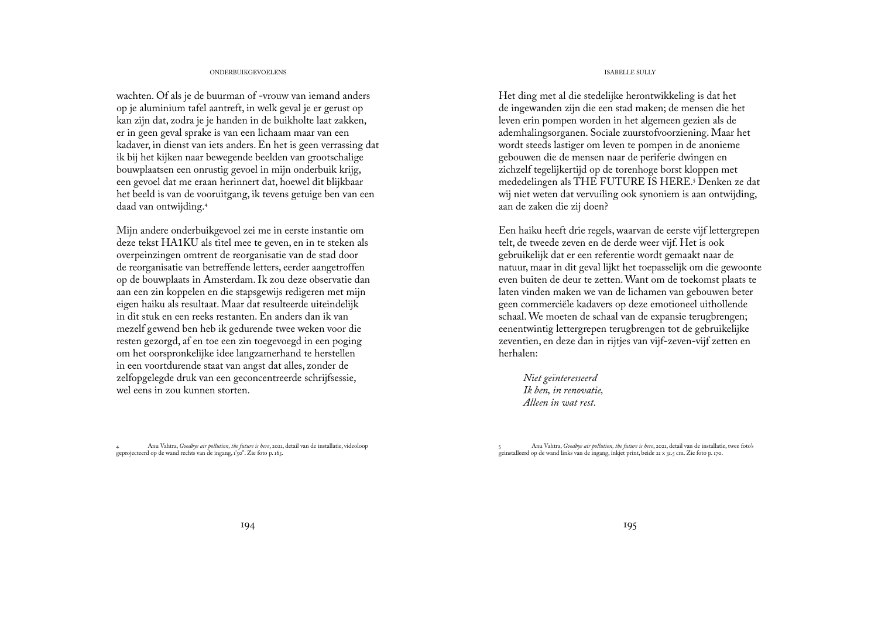wachten. Of als je de buurman of -vrouw van iemand anders op je aluminium tafel aantreft, in welk geval je er gerust op kan zijn dat, zodra je je handen in de buikholte laat zakken, er in geen geval sprake is van een lichaam maar van een kadaver, in dienst van iets anders. En het is geen verrassing dat ik bij het kijken naar bewegende beelden van grootschalige bouwplaatsen een onrustig gevoel in mijn onderbuik krijg, een gevoel dat me eraan herinnert dat, hoewel dit blijkbaar het beeld is van de vooruitgang, ik tevens getuige ben van een daad van ontwijding.[4]

Mijn andere onderbuikgevoel zei me in eerste instantie om deze tekst HA1KU als titel mee te geven, en in te steken als overpeinzingen omtrent de reorganisatie van de stad door de reorganisatie van betreffende letters, eerder aangetroffen op de bouwplaats in Amsterdam. Ik zou deze observatie dan aan een zin koppelen en die stapsgewijs redigeren met mijn eigen haiku als resultaat. Maar dat resulteerde uiteindelijk in dit stuk en een reeks restanten. En anders dan ik van mezelf gewend ben heb ik gedurende twee weken voor die resten gezorgd, af en toe een zin toegevoegd in een poging om het oorspronkelijke idee langzamerhand te herstellen in een voortdurende staat van angst dat alles, zonder de zelfopgelegde druk van een geconcentreerde schrijfsessie, wel eens in zou kunnen storten.

[4] Anu Vahtra, *Goodbye air pollution, the future is here*, 2021, detail van de installatie, videoloop geprojecteerd op de wand rechts van de ingang, 1'50". Zie foto p. 165.

Het ding met al die stedelijke herontwikkeling is dat het de ingewanden zijn die een stad maken; de mensen die het leven erin pompen worden in het algemeen gezien als de ademhalingsorganen. Sociale zuurstofvoorziening. Maar het wordt steeds lastiger om leven te pompen in de anonieme gebouwen die de mensen naar de periferie dwingen en zichzelf tegelijkertijd op de torenhoge borst kloppen met mededelingen als THE FUTURE IS HERE.[5] Denken ze dat wij niet weten dat vervuiling ook synoniem is aan ontwijding, aan de zaken die zij doen?

Een haiku heeft drie regels, waarvan de eerste vijf lettergrepen telt, de tweede zeven en de derde weer vijf. Het is ook gebruikelijk dat er een referentie wordt gemaakt naar de natuur, maar in dit geval lijkt het toepasselijk om die gewoonte even buiten de deur te zetten. Want om de toekomst plaats te laten vinden maken we van de lichamen van gebouwen beter geen commerciële kadavers op deze emotioneel uithollende schaal. We moeten de schaal van de expansie terugbrengen; eenentwintig lettergrepen terugbrengen tot de gebruikelijke zeventien, en deze dan in rijtjes van vijf-zeven-vijf zetten en herhalen:

> *Niet geïnteresseerd*
> *Ik ben, in renovatie,*
> *Alleen in wat rest.*

[5] Anu Vahtra, *Goodbye air pollution, the future is here*, 2021, detail van de installatie, twee foto's geïnstalleerd op de wand links van de ingang, inkjet print, beide 21 x 31.5 cm. Zie foto p. 170.